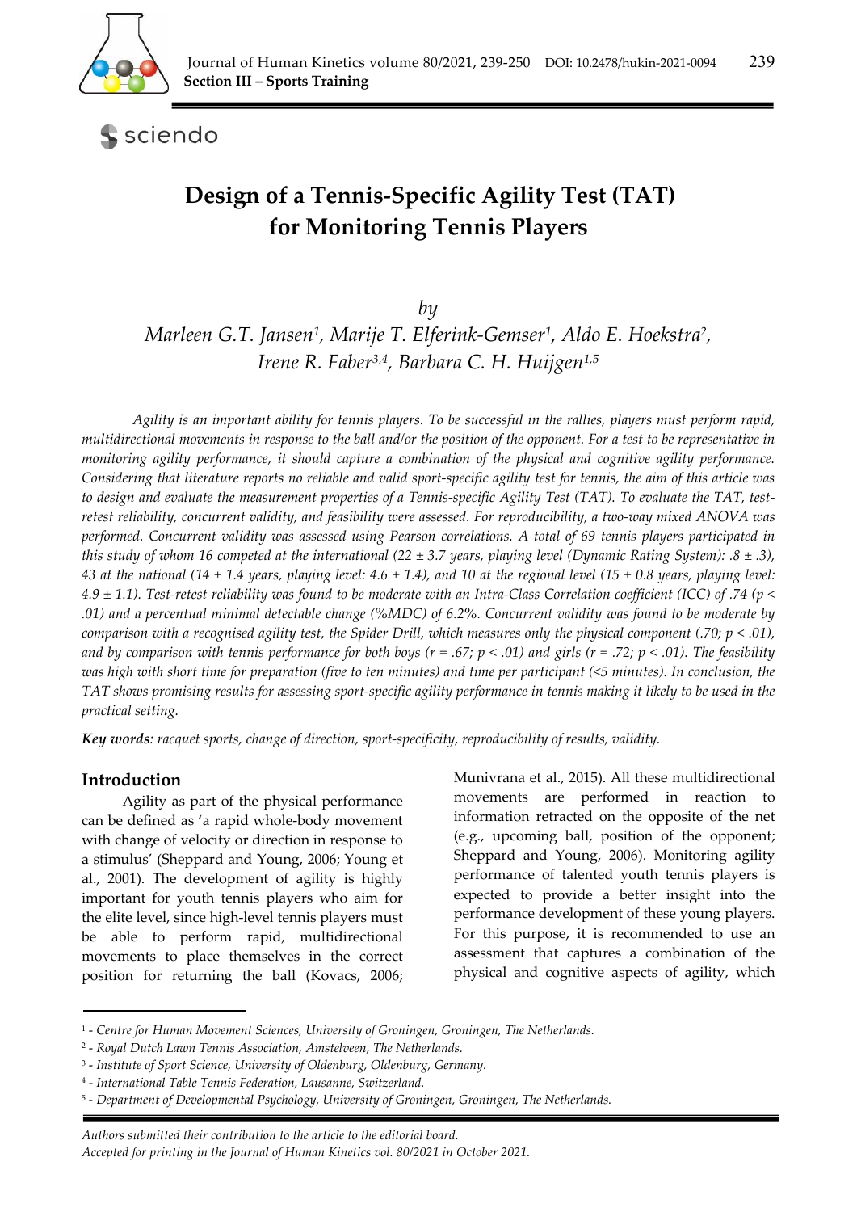Section III – Sports Training

# Design of a Tennis-Specific Agility Test (TAT) for Monitoring Tennis Players

*by*

*Marleen G.T. Jansen[1], Marije T. Elferink-Gemser[1], Aldo E. Hoekstra[2], Irene R. Faber[3,4], Barbara C. H. Huijgen[1,5]*

*Agility is an important ability for tennis players. To be successful in the rallies, players must perform rapid, multidirectional movements in response to the ball and/or the position of the opponent. For a test to be representative in monitoring agility performance, it should capture a combination of the physical and cognitive agility performance. Considering that literature reports no reliable and valid sport-specific agility test for tennis, the aim of this article was to design and evaluate the measurement properties of a Tennis-specific Agility Test (TAT). To evaluate the TAT, test-retest reliability, concurrent validity, and feasibility were assessed. For reproducibility, a two-way mixed ANOVA was performed. Concurrent validity was assessed using Pearson correlations. A total of 69 tennis players participated in this study of whom 16 competed at the international (22 ± 3.7 years, playing level (Dynamic Rating System): .8 ± .3), 43 at the national (14 ± 1.4 years, playing level: 4.6 ± 1.4), and 10 at the regional level (15 ± 0.8 years, playing level: 4.9 ± 1.1). Test-retest reliability was found to be moderate with an Intra-Class Correlation coefficient (ICC) of .74 ($p < .01$) and a percentual minimal detectable change (%MDC) of 6.2%. Concurrent validity was found to be moderate by comparison with a recognised agility test, the Spider Drill, which measures only the physical component (.70; $p < .01$), and by comparison with tennis performance for both boys ($r = .67$; $p < .01$) and girls ($r = .72$; $p < .01$). The feasibility was high with short time for preparation (five to ten minutes) and time per participant (<5 minutes). In conclusion, the TAT shows promising results for assessing sport-specific agility performance in tennis making it likely to be used in the practical setting.*

***Key words**: racquet sports, change of direction, sport-specificity, reproducibility of results, validity.*

## Introduction

Agility as part of the physical performance can be defined as 'a rapid whole-body movement with change of velocity or direction in response to a stimulus' (Sheppard and Young, 2006; Young et al., 2001). The development of agility is highly important for youth tennis players who aim for the elite level, since high-level tennis players must be able to perform rapid, multidirectional movements to place themselves in the correct position for returning the ball (Kovacs, 2006; Munivrana et al., 2015). All these multidirectional movements are performed in reaction to information retracted on the opposite of the net (e.g., upcoming ball, position of the opponent; Sheppard and Young, 2006). Monitoring agility performance of talented youth tennis players is expected to provide a better insight into the performance development of these young players. For this purpose, it is recommended to use an assessment that captures a combination of the physical and cognitive aspects of agility, which

---

[1] - *Centre for Human Movement Sciences, University of Groningen, Groningen, The Netherlands.*
[2] - *Royal Dutch Lawn Tennis Association, Amstelveen, The Netherlands.*
[3] - *Institute of Sport Science, University of Oldenburg, Oldenburg, Germany.*
[4] - *International Table Tennis Federation, Lausanne, Switzerland.*
[5] - *Department of Developmental Psychology, University of Groningen, Groningen, The Netherlands.*

*Authors submitted their contribution to the article to the editorial board.*
*Accepted for printing in the Journal of Human Kinetics vol. 80/2021 in October 2021.*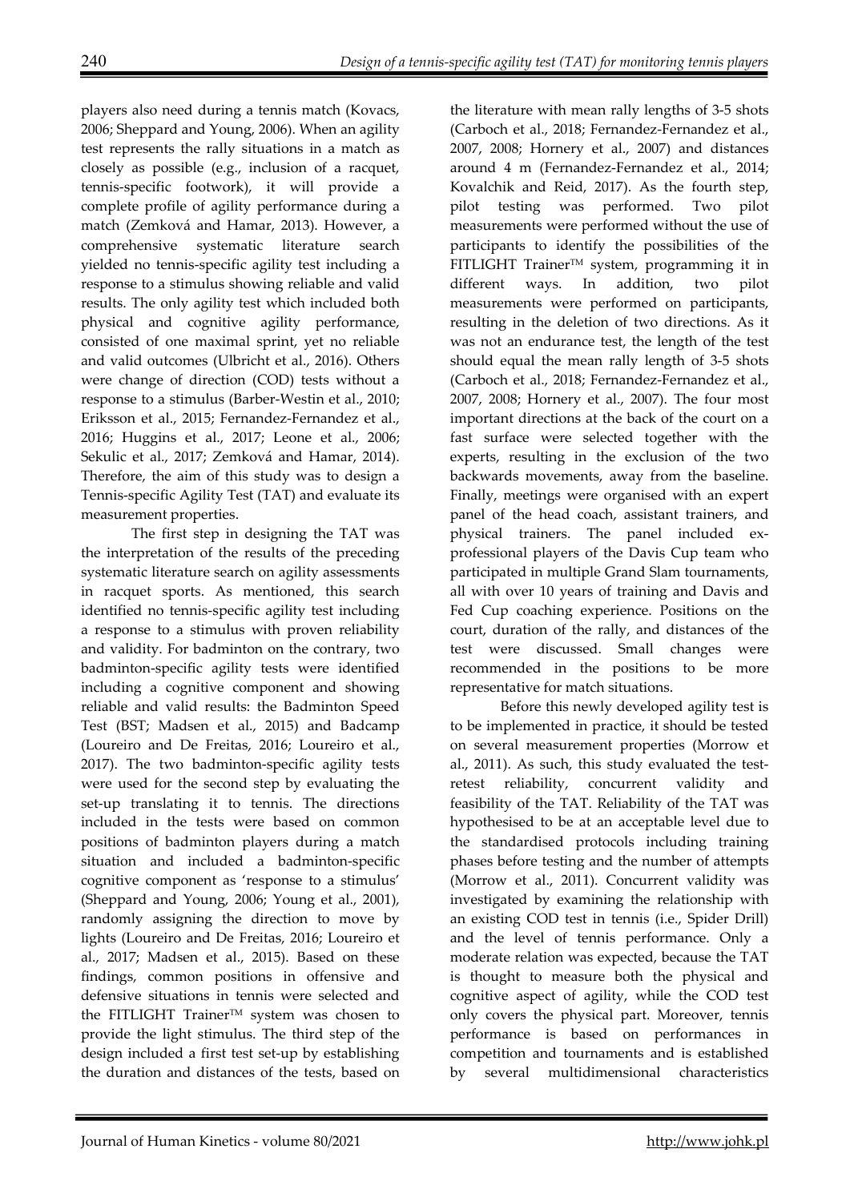players also need during a tennis match (Kovacs, 2006; Sheppard and Young, 2006). When an agility test represents the rally situations in a match as closely as possible (e.g., inclusion of a racquet, tennis-specific footwork), it will provide a complete profile of agility performance during a match (Zemková and Hamar, 2013). However, a comprehensive systematic literature search yielded no tennis-specific agility test including a response to a stimulus showing reliable and valid results. The only agility test which included both physical and cognitive agility performance, consisted of one maximal sprint, yet no reliable and valid outcomes (Ulbricht et al., 2016). Others were change of direction (COD) tests without a response to a stimulus (Barber-Westin et al., 2010; Eriksson et al., 2015; Fernandez-Fernandez et al., 2016; Huggins et al., 2017; Leone et al., 2006; Sekulic et al., 2017; Zemková and Hamar, 2014). Therefore, the aim of this study was to design a Tennis-specific Agility Test (TAT) and evaluate its measurement properties.

The first step in designing the TAT was the interpretation of the results of the preceding systematic literature search on agility assessments in racquet sports. As mentioned, this search identified no tennis-specific agility test including a response to a stimulus with proven reliability and validity. For badminton on the contrary, two badminton-specific agility tests were identified including a cognitive component and showing reliable and valid results: the Badminton Speed Test (BST; Madsen et al., 2015) and Badcamp (Loureiro and De Freitas, 2016; Loureiro et al., 2017). The two badminton-specific agility tests were used for the second step by evaluating the set-up translating it to tennis. The directions included in the tests were based on common positions of badminton players during a match situation and included a badminton-specific cognitive component as 'response to a stimulus' (Sheppard and Young, 2006; Young et al., 2001), randomly assigning the direction to move by lights (Loureiro and De Freitas, 2016; Loureiro et al., 2017; Madsen et al., 2015). Based on these findings, common positions in offensive and defensive situations in tennis were selected and the FITLIGHT Trainer™ system was chosen to provide the light stimulus. The third step of the design included a first test set-up by establishing the duration and distances of the tests, based on the literature with mean rally lengths of 3-5 shots (Carboch et al., 2018; Fernandez-Fernandez et al., 2007, 2008; Hornery et al., 2007) and distances around 4 m (Fernandez-Fernandez et al., 2014; Kovalchik and Reid, 2017). As the fourth step, pilot testing was performed. Two pilot measurements were performed without the use of participants to identify the possibilities of the FITLIGHT Trainer™ system, programming it in different ways. In addition, two pilot measurements were performed on participants, resulting in the deletion of two directions. As it was not an endurance test, the length of the test should equal the mean rally length of 3-5 shots (Carboch et al., 2018; Fernandez-Fernandez et al., 2007, 2008; Hornery et al., 2007). The four most important directions at the back of the court on a fast surface were selected together with the experts, resulting in the exclusion of the two backwards movements, away from the baseline. Finally, meetings were organised with an expert panel of the head coach, assistant trainers, and physical trainers. The panel included ex-professional players of the Davis Cup team who participated in multiple Grand Slam tournaments, all with over 10 years of training and Davis and Fed Cup coaching experience. Positions on the court, duration of the rally, and distances of the test were discussed. Small changes were recommended in the positions to be more representative for match situations.

Before this newly developed agility test is to be implemented in practice, it should be tested on several measurement properties (Morrow et al., 2011). As such, this study evaluated the test-retest reliability, concurrent validity and feasibility of the TAT. Reliability of the TAT was hypothesised to be at an acceptable level due to the standardised protocols including training phases before testing and the number of attempts (Morrow et al., 2011). Concurrent validity was investigated by examining the relationship with an existing COD test in tennis (i.e., Spider Drill) and the level of tennis performance. Only a moderate relation was expected, because the TAT is thought to measure both the physical and cognitive aspect of agility, while the COD test only covers the physical part. Moreover, tennis performance is based on performances in competition and tournaments and is established by several multidimensional characteristics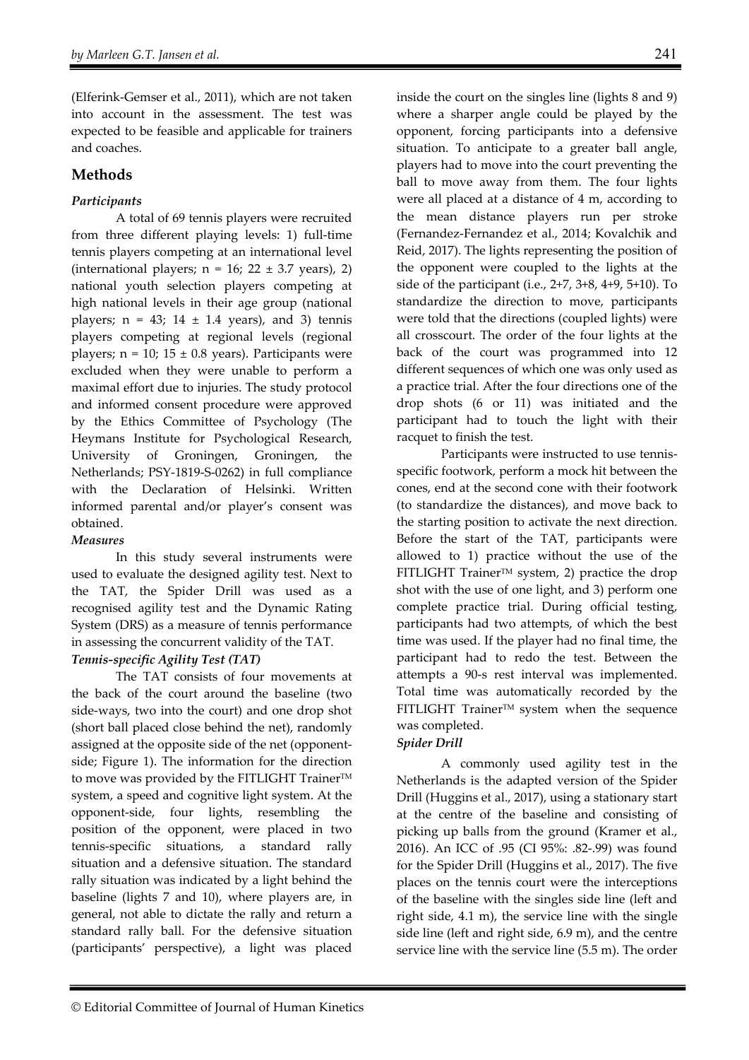(Elferink-Gemser et al., 2011), which are not taken into account in the assessment. The test was expected to be feasible and applicable for trainers and coaches.

## Methods

### *Participants*

A total of 69 tennis players were recruited from three different playing levels: 1) full-time tennis players competing at an international level (international players; n = 16; 22 ± 3.7 years), 2) national youth selection players competing at high national levels in their age group (national players; n = 43; 14 ± 1.4 years), and 3) tennis players competing at regional levels (regional players; n = 10; 15 ± 0.8 years). Participants were excluded when they were unable to perform a maximal effort due to injuries. The study protocol and informed consent procedure were approved by the Ethics Committee of Psychology (The Heymans Institute for Psychological Research, University of Groningen, Groningen, the Netherlands; PSY-1819-S-0262) in full compliance with the Declaration of Helsinki. Written informed parental and/or player's consent was obtained.

### *Measures*

In this study several instruments were used to evaluate the designed agility test. Next to the TAT, the Spider Drill was used as a recognised agility test and the Dynamic Rating System (DRS) as a measure of tennis performance in assessing the concurrent validity of the TAT.

#### *Tennis-specific Agility Test (TAT)*

The TAT consists of four movements at the back of the court around the baseline (two side-ways, two into the court) and one drop shot (short ball placed close behind the net), randomly assigned at the opposite side of the net (opponent-side; Figure 1). The information for the direction to move was provided by the FITLIGHT Trainer™ system, a speed and cognitive light system. At the opponent-side, four lights, resembling the position of the opponent, were placed in two tennis-specific situations, a standard rally situation and a defensive situation. The standard rally situation was indicated by a light behind the baseline (lights 7 and 10), where players are, in general, not able to dictate the rally and return a standard rally ball. For the defensive situation (participants' perspective), a light was placed inside the court on the singles line (lights 8 and 9) where a sharper angle could be played by the opponent, forcing participants into a defensive situation. To anticipate to a greater ball angle, players had to move into the court preventing the ball to move away from them. The four lights were all placed at a distance of 4 m, according to the mean distance players run per stroke (Fernandez-Fernandez et al., 2014; Kovalchik and Reid, 2017). The lights representing the position of the opponent were coupled to the lights at the side of the participant (i.e., 2+7, 3+8, 4+9, 5+10). To standardize the direction to move, participants were told that the directions (coupled lights) were all crosscourt. The order of the four lights at the back of the court was programmed into 12 different sequences of which one was only used as a practice trial. After the four directions one of the drop shots (6 or 11) was initiated and the participant had to touch the light with their racquet to finish the test.

Participants were instructed to use tennis-specific footwork, perform a mock hit between the cones, end at the second cone with their footwork (to standardize the distances), and move back to the starting position to activate the next direction. Before the start of the TAT, participants were allowed to 1) practice without the use of the FITLIGHT Trainer™ system, 2) practice the drop shot with the use of one light, and 3) perform one complete practice trial. During official testing, participants had two attempts, of which the best time was used. If the player had no final time, the participant had to redo the test. Between the attempts a 90-s rest interval was implemented. Total time was automatically recorded by the FITLIGHT Trainer™ system when the sequence was completed.

#### *Spider Drill*

A commonly used agility test in the Netherlands is the adapted version of the Spider Drill (Huggins et al., 2017), using a stationary start at the centre of the baseline and consisting of picking up balls from the ground (Kramer et al., 2016). An ICC of .95 (CI 95%: .82-.99) was found for the Spider Drill (Huggins et al., 2017). The five places on the tennis court were the interceptions of the baseline with the singles side line (left and right side, 4.1 m), the service line with the single side line (left and right side, 6.9 m), and the centre service line with the service line (5.5 m). The order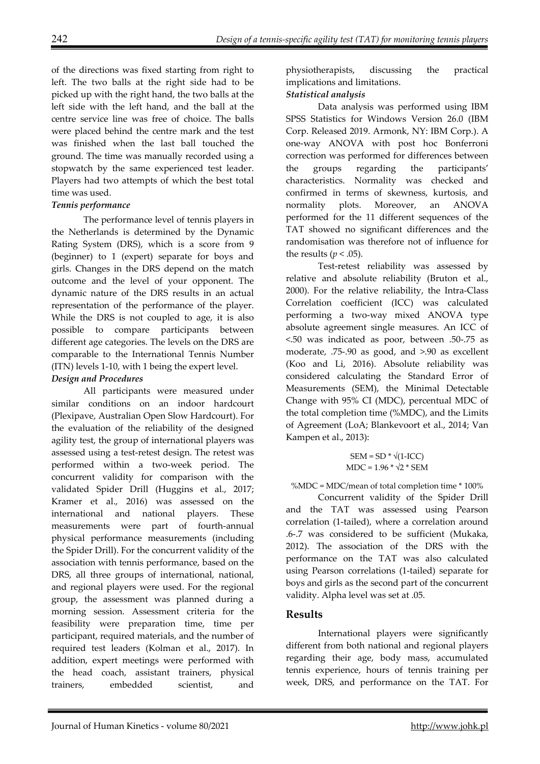of the directions was fixed starting from right to left. The two balls at the right side had to be picked up with the right hand, the two balls at the left side with the left hand, and the ball at the centre service line was free of choice. The balls were placed behind the centre mark and the test was finished when the last ball touched the ground. The time was manually recorded using a stopwatch by the same experienced test leader. Players had two attempts of which the best total time was used.

***Tennis performance***

The performance level of tennis players in the Netherlands is determined by the Dynamic Rating System (DRS), which is a score from 9 (beginner) to 1 (expert) separate for boys and girls. Changes in the DRS depend on the match outcome and the level of your opponent. The dynamic nature of the DRS results in an actual representation of the performance of the player. While the DRS is not coupled to age, it is also possible to compare participants between different age categories. The levels on the DRS are comparable to the International Tennis Number (ITN) levels 1-10, with 1 being the expert level.

***Design and Procedures***

All participants were measured under similar conditions on an indoor hardcourt (Plexipave, Australian Open Slow Hardcourt). For the evaluation of the reliability of the designed agility test, the group of international players was assessed using a test-retest design. The retest was performed within a two-week period. The concurrent validity for comparison with the validated Spider Drill (Huggins et al., 2017; Kramer et al., 2016) was assessed on the international and national players. These measurements were part of fourth-annual physical performance measurements (including the Spider Drill). For the concurrent validity of the association with tennis performance, based on the DRS, all three groups of international, national, and regional players were used. For the regional group, the assessment was planned during a morning session. Assessment criteria for the feasibility were preparation time, time per participant, required materials, and the number of required test leaders (Kolman et al., 2017). In addition, expert meetings were performed with the head coach, assistant trainers, physical trainers, embedded scientist, and physiotherapists, discussing the practical implications and limitations.

***Statistical analysis***

Data analysis was performed using IBM SPSS Statistics for Windows Version 26.0 (IBM Corp. Released 2019. Armonk, NY: IBM Corp.). A one-way ANOVA with post hoc Bonferroni correction was performed for differences between the groups regarding the participants' characteristics. Normality was checked and confirmed in terms of skewness, kurtosis, and normality plots. Moreover, an ANOVA performed for the 11 different sequences of the TAT showed no significant differences and the randomisation was therefore not of influence for the results ($p < .05$).

Test-retest reliability was assessed by relative and absolute reliability (Bruton et al., 2000). For the relative reliability, the Intra-Class Correlation coefficient (ICC) was calculated performing a two-way mixed ANOVA type absolute agreement single measures. An ICC of <.50 was indicated as poor, between .50-.75 as moderate, .75-.90 as good, and >.90 as excellent (Koo and Li, 2016). Absolute reliability was considered calculating the Standard Error of Measurements (SEM), the Minimal Detectable Change with 95% CI (MDC), percentual MDC of the total completion time (%MDC), and the Limits of Agreement (LoA; Blankevoort et al., 2014; Van Kampen et al., 2013):

$$SEM = SD * \sqrt{(1\text{-}ICC)}$$

$$MDC = 1.96 * \sqrt{2} * SEM$$

$$\%MDC = MDC/\text{mean of total completion time} * 100\%$$

Concurrent validity of the Spider Drill and the TAT was assessed using Pearson correlation (1-tailed), where a correlation around .6-.7 was considered to be sufficient (Mukaka, 2012). The association of the DRS with the performance on the TAT was also calculated using Pearson correlations (1-tailed) separate for boys and girls as the second part of the concurrent validity. Alpha level was set at .05.

## Results

International players were significantly different from both national and regional players regarding their age, body mass, accumulated tennis experience, hours of tennis training per week, DRS, and performance on the TAT. For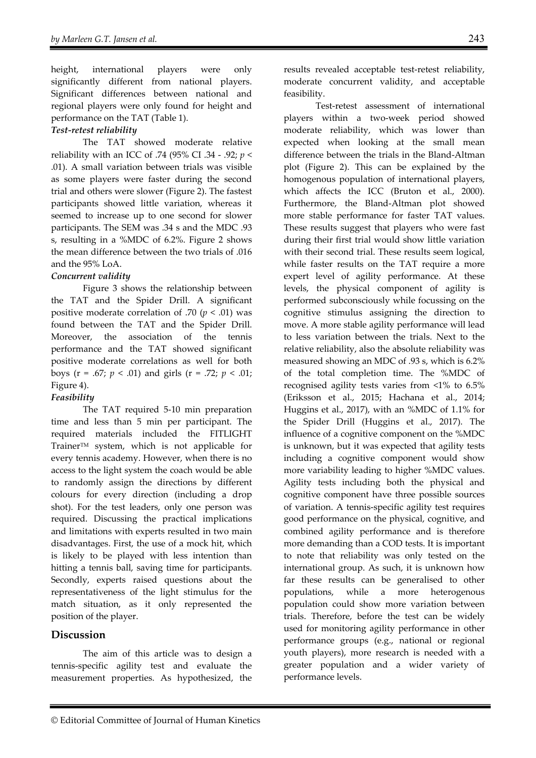height, international players were only significantly different from national players. Significant differences between national and regional players were only found for height and performance on the TAT (Table 1).

***Test-retest reliability***

The TAT showed moderate relative reliability with an ICC of .74 (95% CI .34 - .92; $p <$ .01). A small variation between trials was visible as some players were faster during the second trial and others were slower (Figure 2). The fastest participants showed little variation, whereas it seemed to increase up to one second for slower participants. The SEM was .34 s and the MDC .93 s, resulting in a %MDC of 6.2%. Figure 2 shows the mean difference between the two trials of .016 and the 95% LoA.

***Concurrent validity***

Figure 3 shows the relationship between the TAT and the Spider Drill. A significant positive moderate correlation of .70 ($p < .01$) was found between the TAT and the Spider Drill. Moreover, the association of the tennis performance and the TAT showed significant positive moderate correlations as well for both boys (r = .67; $p < .01$) and girls (r = .72; $p < .01$; Figure 4).

***Feasibility***

The TAT required 5-10 min preparation time and less than 5 min per participant. The required materials included the FITLIGHT Trainer™ system, which is not applicable for every tennis academy. However, when there is no access to the light system the coach would be able to randomly assign the directions by different colours for every direction (including a drop shot). For the test leaders, only one person was required. Discussing the practical implications and limitations with experts resulted in two main disadvantages. First, the use of a mock hit, which is likely to be played with less intention than hitting a tennis ball, saving time for participants. Secondly, experts raised questions about the representativeness of the light stimulus for the match situation, as it only represented the position of the player.

## Discussion

The aim of this article was to design a tennis-specific agility test and evaluate the measurement properties. As hypothesized, the results revealed acceptable test-retest reliability, moderate concurrent validity, and acceptable feasibility.

Test-retest assessment of international players within a two-week period showed moderate reliability, which was lower than expected when looking at the small mean difference between the trials in the Bland-Altman plot (Figure 2). This can be explained by the homogenous population of international players, which affects the ICC (Bruton et al., 2000). Furthermore, the Bland-Altman plot showed more stable performance for faster TAT values. These results suggest that players who were fast during their first trial would show little variation with their second trial. These results seem logical, while faster results on the TAT require a more expert level of agility performance. At these levels, the physical component of agility is performed subconsciously while focussing on the cognitive stimulus assigning the direction to move. A more stable agility performance will lead to less variation between the trials. Next to the relative reliability, also the absolute reliability was measured showing an MDC of .93 s, which is 6.2% of the total completion time. The %MDC of recognised agility tests varies from <1% to 6.5% (Eriksson et al., 2015; Hachana et al., 2014; Huggins et al., 2017), with an %MDC of 1.1% for the Spider Drill (Huggins et al., 2017). The influence of a cognitive component on the %MDC is unknown, but it was expected that agility tests including a cognitive component would show more variability leading to higher %MDC values. Agility tests including both the physical and cognitive component have three possible sources of variation. A tennis-specific agility test requires good performance on the physical, cognitive, and combined agility performance and is therefore more demanding than a COD tests. It is important to note that reliability was only tested on the international group. As such, it is unknown how far these results can be generalised to other populations, while a more heterogenous population could show more variation between trials. Therefore, before the test can be widely used for monitoring agility performance in other performance groups (e.g., national or regional youth players), more research is needed with a greater population and a wider variety of performance levels.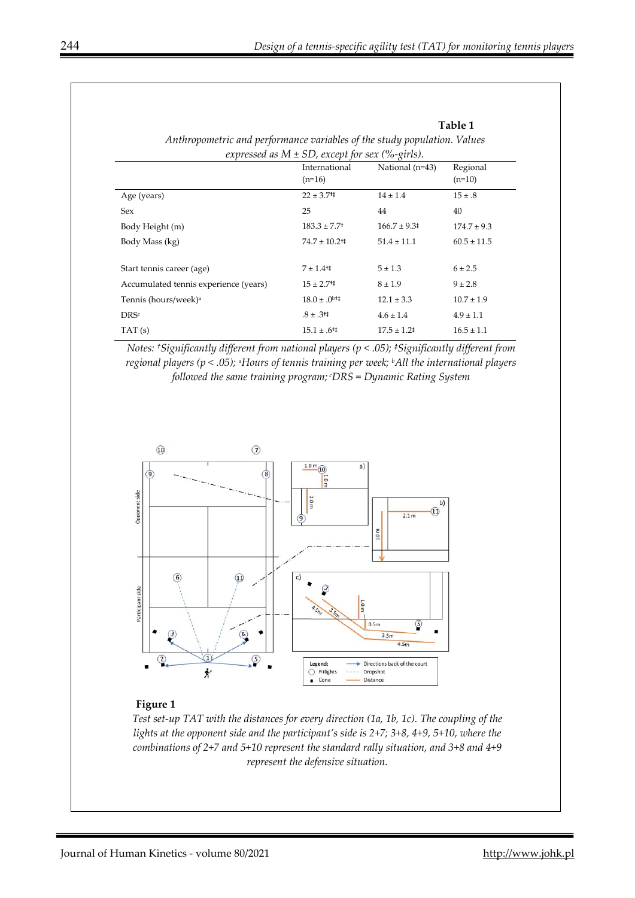**Table 1**

*Anthropometric and performance variables of the study population. Values expressed as M ± SD, except for sex (%-girls).*

| | International (n=16) | National (n=43) | Regional (n=10) |
|---|---|---|---|
| Age (years) | 22 ± 3.7†‡ | 14 ± 1.4 | 15 ± .8 |
| Sex | 25 | 44 | 40 |
| Body Height (m) | 183.3 ± 7.7† | 166.7 ± 9.3‡ | 174.7 ± 9.3 |
| Body Mass (kg) | 74.7 ± 10.2†‡ | 51.4 ± 11.1 | 60.5 ± 11.5 |
| Start tennis career (age) | 7 ± 1.4†‡ | 5 ± 1.3 | 6 ± 2.5 |
| Accumulated tennis experience (years) | 15 ± 2.7†‡ | 8 ± 1.9 | 9 ± 2.8 |
| Tennis (hours/week)[a] | 18.0 ± .0[b]†‡ | 12.1 ± 3.3 | 10.7 ± 1.9 |
| DRS[c] | .8 ± .3†‡ | 4.6 ± 1.4 | 4.9 ± 1.1 |
| TAT (s) | 15.1 ± .6†‡ | 17.5 ± 1.2‡ | 16.5 ± 1.1 |

*Notes: †Significantly different from national players (p < .05); ‡Significantly different from regional players (p < .05); [a]Hours of tennis training per week; [b]All the international players followed the same training program; [c]DRS = Dynamic Rating System*

**Figure 1**

*Test set-up TAT with the distances for every direction (1a, 1b, 1c). The coupling of the lights at the opponent side and the participant's side is 2+7; 3+8, 4+9, 5+10, where the combinations of 2+7 and 5+10 represent the standard rally situation, and 3+8 and 4+9 represent the defensive situation.*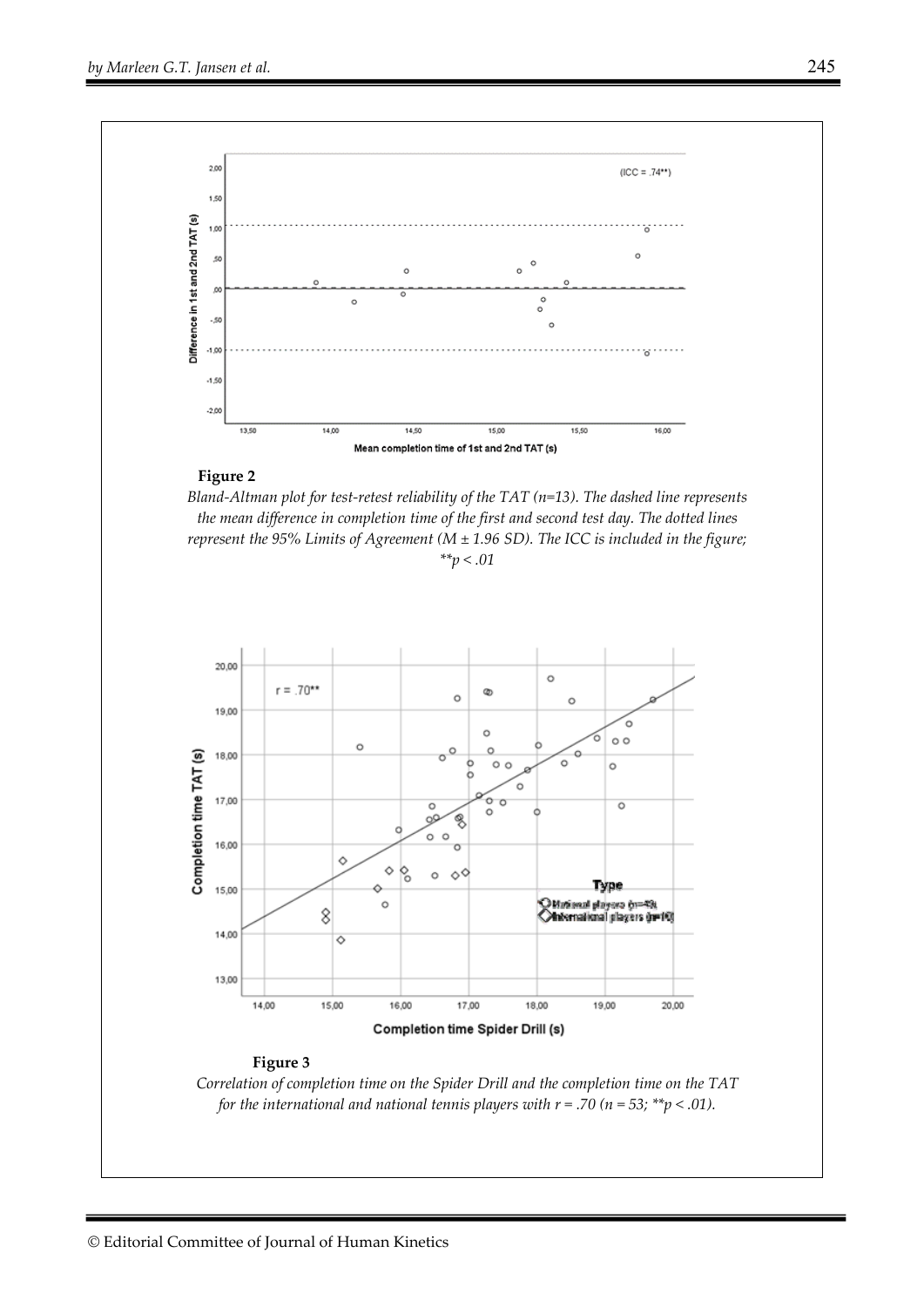**Figure 2**

*Bland-Altman plot for test-retest reliability of the TAT (n=13). The dashed line represents the mean difference in completion time of the first and second test day. The dotted lines represent the 95% Limits of Agreement (M ± 1.96 SD). The ICC is included in the figure; **p < .01*

**Figure 3**

*Correlation of completion time on the Spider Drill and the completion time on the TAT for the international and national tennis players with r = .70 (n = 53; **p < .01).*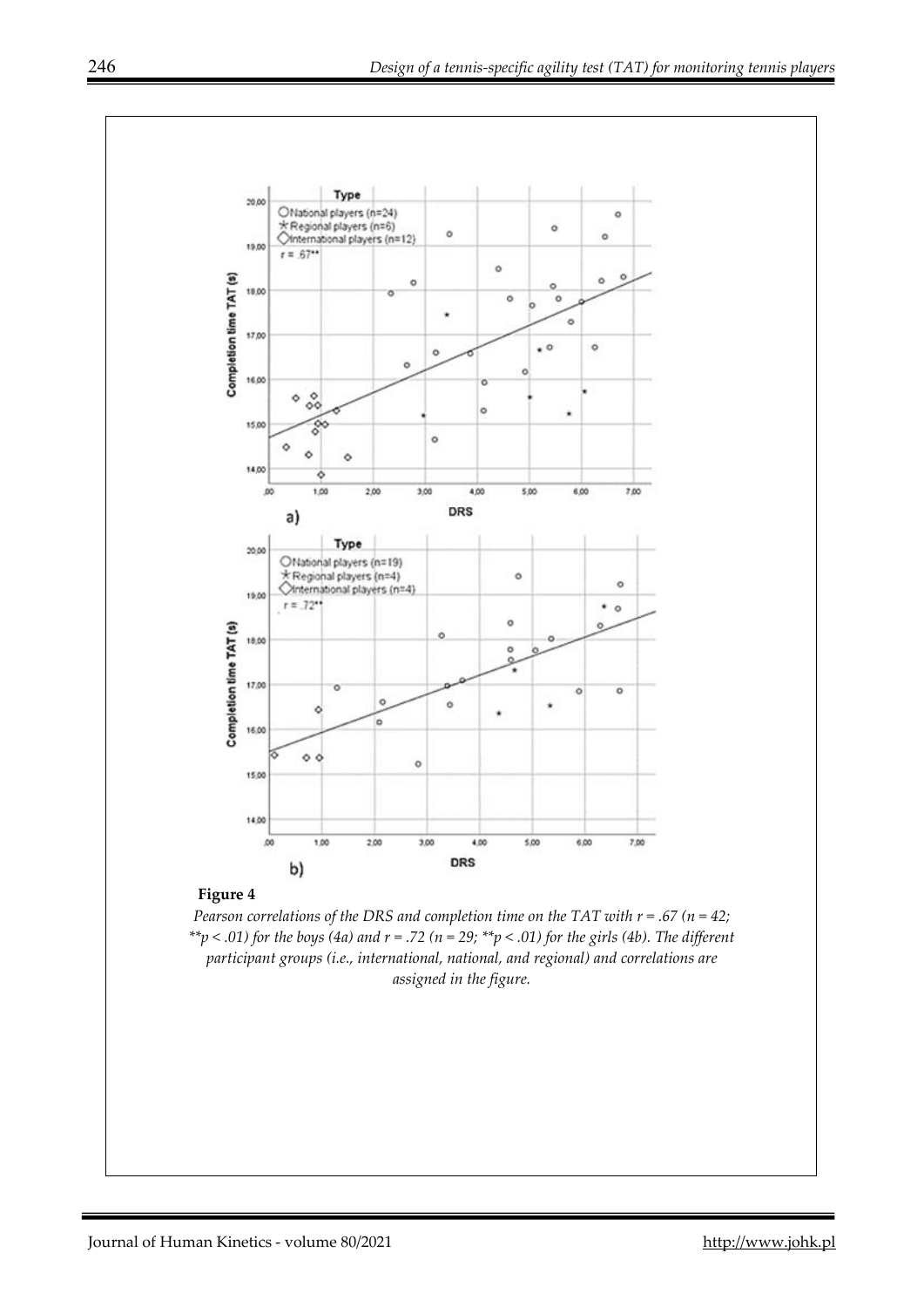**Figure 4**

*Pearson correlations of the DRS and completion time on the TAT with r = .67 (n = 42; **p < .01) for the boys (4a) and r = .72 (n = 29; **p < .01) for the girls (4b). The different participant groups (i.e., international, national, and regional) and correlations are assigned in the figure.*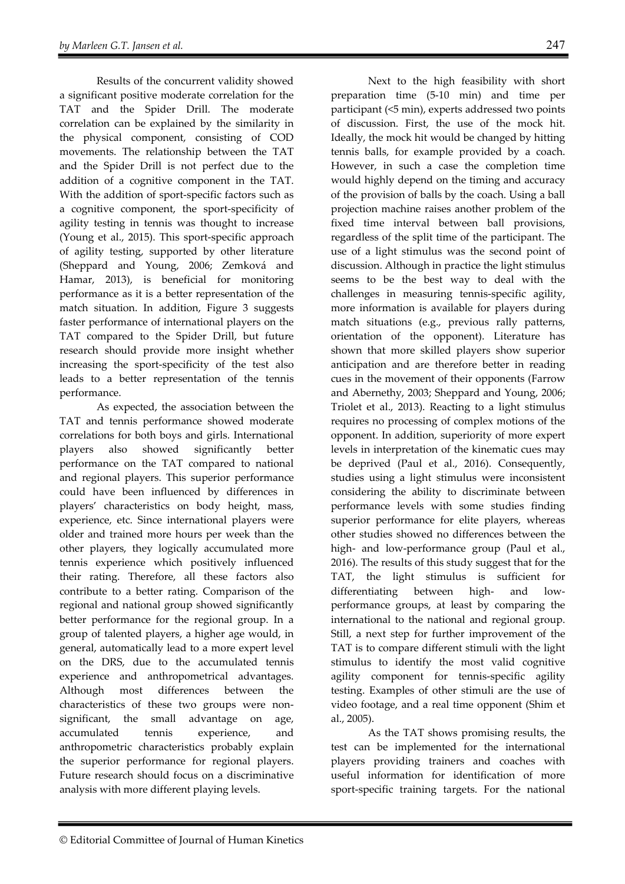Results of the concurrent validity showed a significant positive moderate correlation for the TAT and the Spider Drill. The moderate correlation can be explained by the similarity in the physical component, consisting of COD movements. The relationship between the TAT and the Spider Drill is not perfect due to the addition of a cognitive component in the TAT. With the addition of sport-specific factors such as a cognitive component, the sport-specificity of agility testing in tennis was thought to increase (Young et al., 2015). This sport-specific approach of agility testing, supported by other literature (Sheppard and Young, 2006; Zemková and Hamar, 2013), is beneficial for monitoring performance as it is a better representation of the match situation. In addition, Figure 3 suggests faster performance of international players on the TAT compared to the Spider Drill, but future research should provide more insight whether increasing the sport-specificity of the test also leads to a better representation of the tennis performance.

As expected, the association between the TAT and tennis performance showed moderate correlations for both boys and girls. International players also showed significantly better performance on the TAT compared to national and regional players. This superior performance could have been influenced by differences in players' characteristics on body height, mass, experience, etc. Since international players were older and trained more hours per week than the other players, they logically accumulated more tennis experience which positively influenced their rating. Therefore, all these factors also contribute to a better rating. Comparison of the regional and national group showed significantly better performance for the regional group. In a group of talented players, a higher age would, in general, automatically lead to a more expert level on the DRS, due to the accumulated tennis experience and anthropometrical advantages. Although most differences between the characteristics of these two groups were non-significant, the small advantage on age, accumulated tennis experience, and anthropometric characteristics probably explain the superior performance for regional players. Future research should focus on a discriminative analysis with more different playing levels.

Next to the high feasibility with short preparation time (5-10 min) and time per participant (<5 min), experts addressed two points of discussion. First, the use of the mock hit. Ideally, the mock hit would be changed by hitting tennis balls, for example provided by a coach. However, in such a case the completion time would highly depend on the timing and accuracy of the provision of balls by the coach. Using a ball projection machine raises another problem of the fixed time interval between ball provisions, regardless of the split time of the participant. The use of a light stimulus was the second point of discussion. Although in practice the light stimulus seems to be the best way to deal with the challenges in measuring tennis-specific agility, more information is available for players during match situations (e.g., previous rally patterns, orientation of the opponent). Literature has shown that more skilled players show superior anticipation and are therefore better in reading cues in the movement of their opponents (Farrow and Abernethy, 2003; Sheppard and Young, 2006; Triolet et al., 2013). Reacting to a light stimulus requires no processing of complex motions of the opponent. In addition, superiority of more expert levels in interpretation of the kinematic cues may be deprived (Paul et al., 2016). Consequently, studies using a light stimulus were inconsistent considering the ability to discriminate between performance levels with some studies finding superior performance for elite players, whereas other studies showed no differences between the high- and low-performance group (Paul et al., 2016). The results of this study suggest that for the TAT, the light stimulus is sufficient for differentiating between high- and low-performance groups, at least by comparing the international to the national and regional group. Still, a next step for further improvement of the TAT is to compare different stimuli with the light stimulus to identify the most valid cognitive agility component for tennis-specific agility testing. Examples of other stimuli are the use of video footage, and a real time opponent (Shim et al., 2005).

As the TAT shows promising results, the test can be implemented for the international players providing trainers and coaches with useful information for identification of more sport-specific training targets. For the national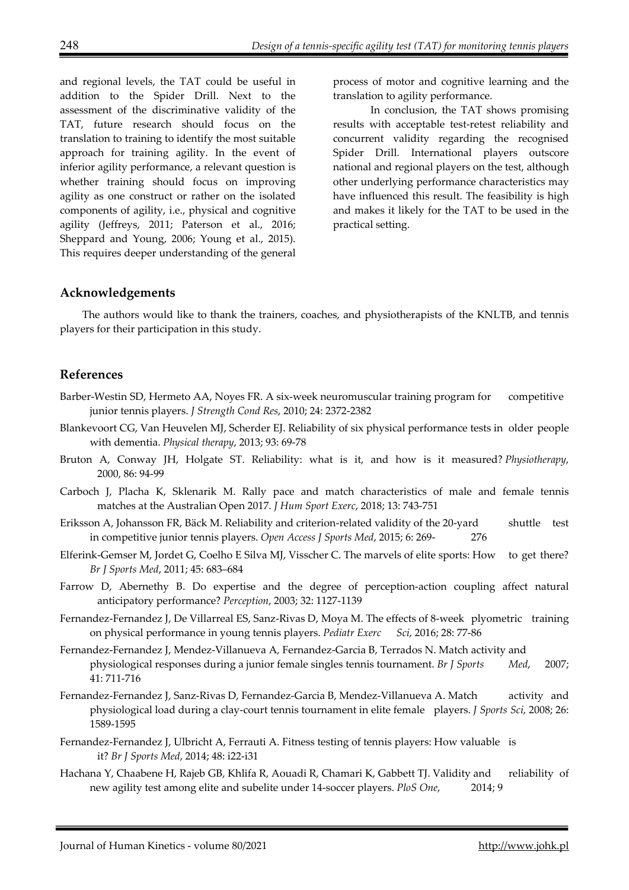and regional levels, the TAT could be useful in addition to the Spider Drill. Next to the assessment of the discriminative validity of the TAT, future research should focus on the translation to training to identify the most suitable approach for training agility. In the event of inferior agility performance, a relevant question is whether training should focus on improving agility as one construct or rather on the isolated components of agility, i.e., physical and cognitive agility (Jeffreys, 2011; Paterson et al., 2016; Sheppard and Young, 2006; Young et al., 2015). This requires deeper understanding of the general process of motor and cognitive learning and the translation to agility performance.

In conclusion, the TAT shows promising results with acceptable test-retest reliability and concurrent validity regarding the recognised Spider Drill. International players outscore national and regional players on the test, although other underlying performance characteristics may have influenced this result. The feasibility is high and makes it likely for the TAT to be used in the practical setting.

## Acknowledgements

The authors would like to thank the trainers, coaches, and physiotherapists of the KNLTB, and tennis players for their participation in this study.

## References

Barber-Westin SD, Hermeto AA, Noyes FR. A six-week neuromuscular training program for competitive junior tennis players. *J Strength Cond Res*, 2010; 24: 2372-2382

Blankevoort CG, Van Heuvelen MJ, Scherder EJ. Reliability of six physical performance tests in older people with dementia. *Physical therapy*, 2013; 93: 69-78

Bruton A, Conway JH, Holgate ST. Reliability: what is it, and how is it measured? *Physiotherapy*, 2000, 86: 94-99

Carboch J, Placha K, Sklenarik M. Rally pace and match characteristics of male and female tennis matches at the Australian Open 2017. *J Hum Sport Exerc*, 2018; 13: 743-751

Eriksson A, Johansson FR, Bäck M. Reliability and criterion-related validity of the 20-yard shuttle test in competitive junior tennis players. *Open Access J Sports Med*, 2015; 6: 269- 276

Elferink-Gemser M, Jordet G, Coelho E Silva MJ, Visscher C. The marvels of elite sports: How to get there? *Br J Sports Med*, 2011; 45: 683–684

Farrow D, Abernethy B. Do expertise and the degree of perception-action coupling affect natural anticipatory performance? *Perception*, 2003; 32: 1127-1139

Fernandez-Fernandez J, De Villarreal ES, Sanz-Rivas D, Moya M. The effects of 8-week plyometric training on physical performance in young tennis players. *Pediatr Exerc Sci*, 2016; 28: 77-86

Fernandez-Fernandez J, Mendez-Villanueva A, Fernandez-Garcia B, Terrados N. Match activity and physiological responses during a junior female singles tennis tournament. *Br J Sports Med*, 2007; 41: 711-716

Fernandez-Fernandez J, Sanz-Rivas D, Fernandez-Garcia B, Mendez-Villanueva A. Match activity and physiological load during a clay-court tennis tournament in elite female players. *J Sports Sci*, 2008; 26: 1589-1595

Fernandez-Fernandez J, Ulbricht A, Ferrauti A. Fitness testing of tennis players: How valuable is it? *Br J Sports Med*, 2014; 48: i22-i31

Hachana Y, Chaabene H, Rajeb GB, Khlifa R, Aouadi R, Chamari K, Gabbett TJ. Validity and reliability of new agility test among elite and subelite under 14-soccer players. *PloS One*, 2014; 9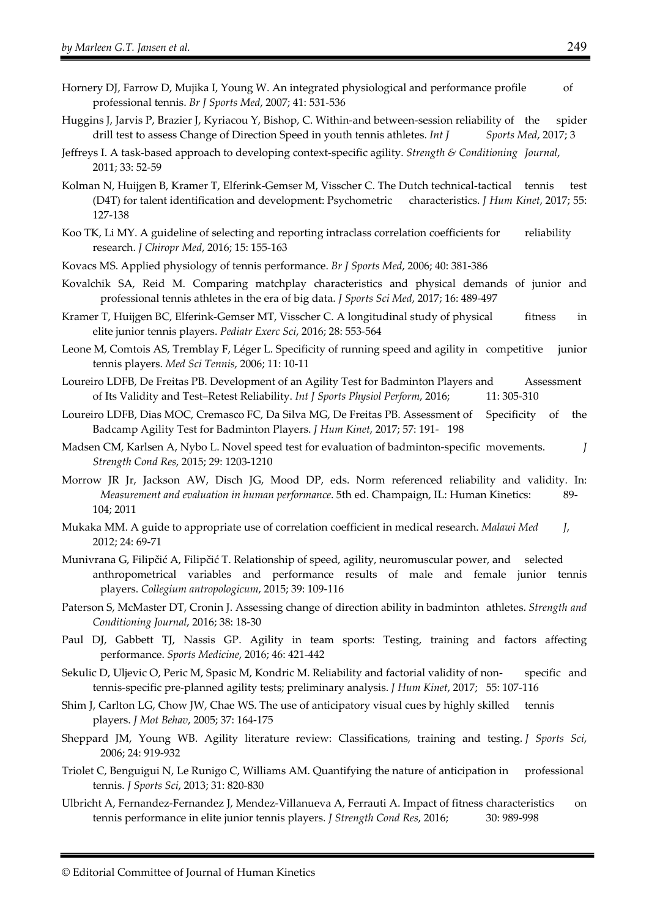Hornery DJ, Farrow D, Mujika I, Young W. An integrated physiological and performance profile of professional tennis. *Br J Sports Med*, 2007; 41: 531-536

Huggins J, Jarvis P, Brazier J, Kyriacou Y, Bishop, C. Within-and between-session reliability of the spider drill test to assess Change of Direction Speed in youth tennis athletes. *Int J Sports Med*, 2017; 3

Jeffreys I. A task-based approach to developing context-specific agility. *Strength & Conditioning Journal*, 2011; 33: 52-59

Kolman N, Huijgen B, Kramer T, Elferink-Gemser M, Visscher C. The Dutch technical-tactical tennis test (D4T) for talent identification and development: Psychometric characteristics. *J Hum Kinet*, 2017; 55: 127-138

Koo TK, Li MY. A guideline of selecting and reporting intraclass correlation coefficients for reliability research. *J Chiropr Med*, 2016; 15: 155-163

Kovacs MS. Applied physiology of tennis performance. *Br J Sports Med*, 2006; 40: 381-386

Kovalchik SA, Reid M. Comparing matchplay characteristics and physical demands of junior and professional tennis athletes in the era of big data. *J Sports Sci Med*, 2017; 16: 489-497

Kramer T, Huijgen BC, Elferink-Gemser MT, Visscher C. A longitudinal study of physical fitness in elite junior tennis players. *Pediatr Exerc Sci*, 2016; 28: 553-564

Leone M, Comtois AS, Tremblay F, Léger L. Specificity of running speed and agility in competitive junior tennis players. *Med Sci Tennis*, 2006; 11: 10-11

Loureiro LDFB, De Freitas PB. Development of an Agility Test for Badminton Players and Assessment of Its Validity and Test–Retest Reliability. *Int J Sports Physiol Perform*, 2016; 11: 305-310

Loureiro LDFB, Dias MOC, Cremasco FC, Da Silva MG, De Freitas PB. Assessment of Specificity of the Badcamp Agility Test for Badminton Players. *J Hum Kinet*, 2017; 57: 191- 198

Madsen CM, Karlsen A, Nybo L. Novel speed test for evaluation of badminton-specific movements. *J Strength Cond Res*, 2015; 29: 1203-1210

Morrow JR Jr, Jackson AW, Disch JG, Mood DP, eds. Norm referenced reliability and validity. In: *Measurement and evaluation in human performance*. 5th ed. Champaign, IL: Human Kinetics: 89-104; 2011

Mukaka MM. A guide to appropriate use of correlation coefficient in medical research. *Malawi Med J*, 2012; 24: 69-71

Munivrana G, Filipčić A, Filipčić T. Relationship of speed, agility, neuromuscular power, and selected anthropometrical variables and performance results of male and female junior tennis players. *Collegium antropologicum*, 2015; 39: 109-116

Paterson S, McMaster DT, Cronin J. Assessing change of direction ability in badminton athletes. *Strength and Conditioning Journal*, 2016; 38: 18-30

Paul DJ, Gabbett TJ, Nassis GP. Agility in team sports: Testing, training and factors affecting performance. *Sports Medicine*, 2016; 46: 421-442

Sekulic D, Uljevic O, Peric M, Spasic M, Kondric M. Reliability and factorial validity of non- specific and tennis-specific pre-planned agility tests; preliminary analysis. *J Hum Kinet*, 2017; 55: 107-116

Shim J, Carlton LG, Chow JW, Chae WS. The use of anticipatory visual cues by highly skilled tennis players. *J Mot Behav*, 2005; 37: 164-175

Sheppard JM, Young WB. Agility literature review: Classifications, training and testing. *J Sports Sci*, 2006; 24: 919-932

Triolet C, Benguigui N, Le Runigo C, Williams AM. Quantifying the nature of anticipation in professional tennis. *J Sports Sci*, 2013; 31: 820-830

Ulbricht A, Fernandez-Fernandez J, Mendez-Villanueva A, Ferrauti A. Impact of fitness characteristics on tennis performance in elite junior tennis players. *J Strength Cond Res*, 2016; 30: 989-998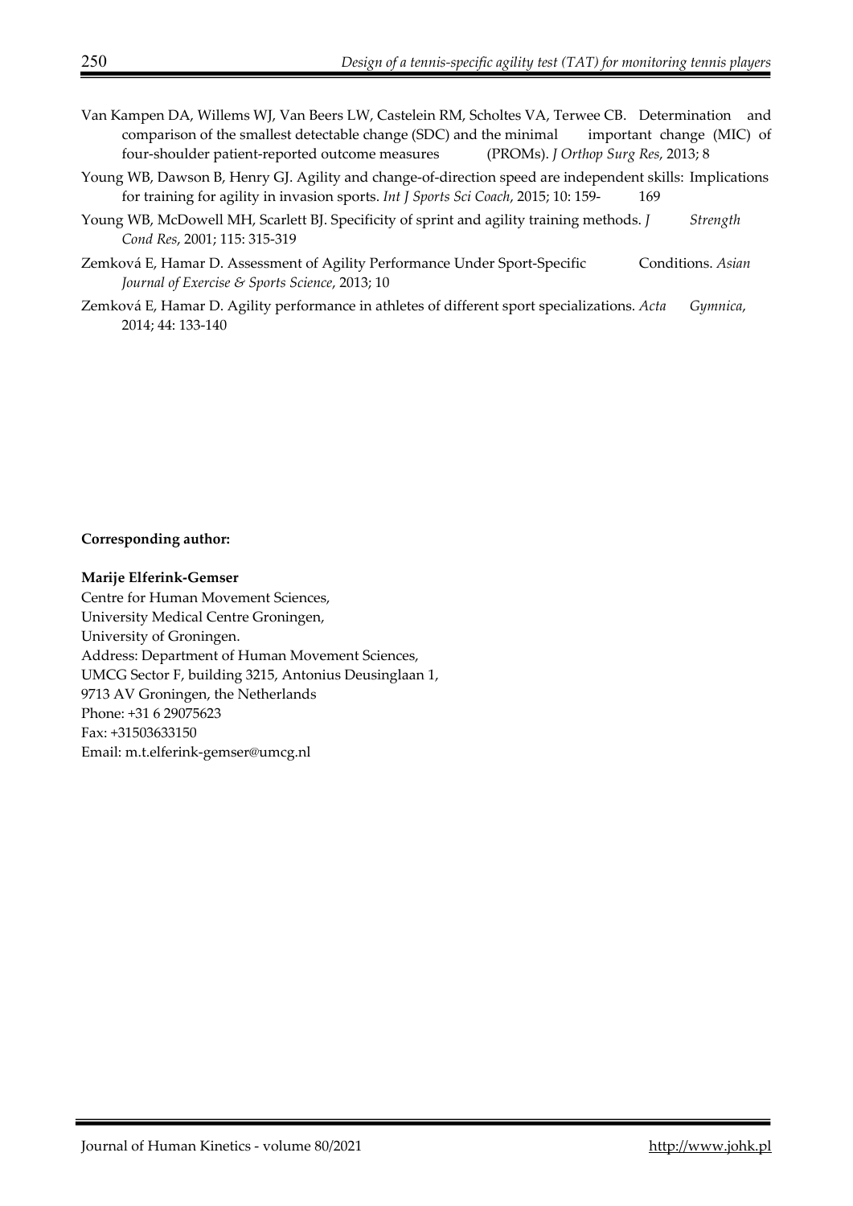Van Kampen DA, Willems WJ, Van Beers LW, Castelein RM, Scholtes VA, Terwee CB. Determination and comparison of the smallest detectable change (SDC) and the minimal important change (MIC) of four-shoulder patient-reported outcome measures (PROMs). *J Orthop Surg Res*, 2013; 8

Young WB, Dawson B, Henry GJ. Agility and change-of-direction speed are independent skills: Implications for training for agility in invasion sports. *Int J Sports Sci Coach*, 2015; 10: 159-169

Young WB, McDowell MH, Scarlett BJ. Specificity of sprint and agility training methods. *J Strength Cond Res*, 2001; 115: 315-319

Zemková E, Hamar D. Assessment of Agility Performance Under Sport-Specific Conditions. *Asian Journal of Exercise & Sports Science*, 2013; 10

Zemková E, Hamar D. Agility performance in athletes of different sport specializations. *Acta Gymnica*, 2014; 44: 133-140

**Corresponding author:**

**Marije Elferink-Gemser**

Centre for Human Movement Sciences,
University Medical Centre Groningen,
University of Groningen.
Address: Department of Human Movement Sciences,
UMCG Sector F, building 3215, Antonius Deusinglaan 1,
9713 AV Groningen, the Netherlands
Phone: +31 6 29075623
Fax: +31503633150
Email: m.t.elferink-gemser@umcg.nl